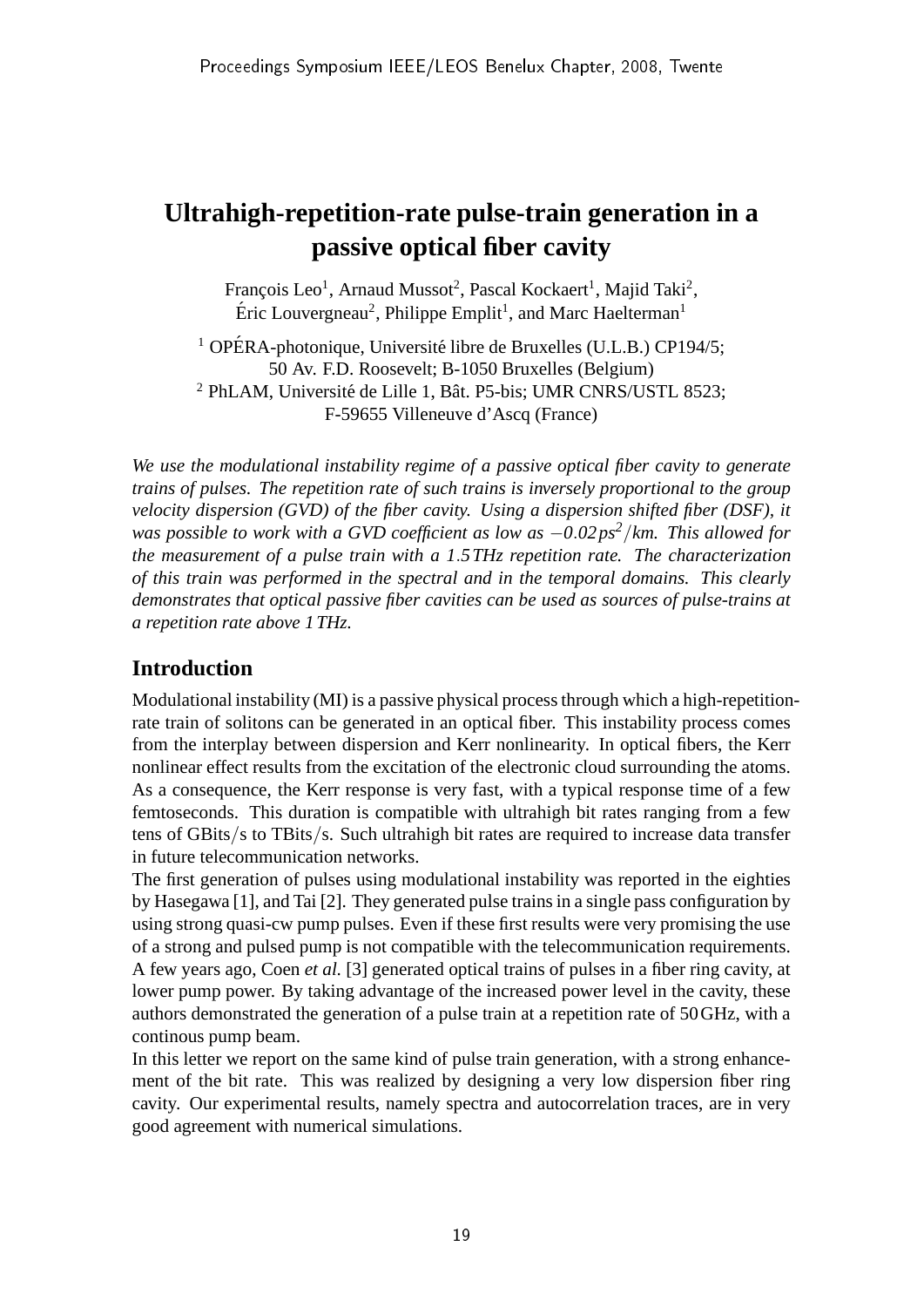# Ultrahigh-repetition-rate pulse-train generation in a passive optical fiber cavity

François Leo[1], Arnaud Mussot[2], Pascal Kockaert[1], Majid Taki[2], Éric Louvergneau[2], Philippe Emplit[1], and Marc Haelterman[1]

[1] OPÉRA-photonique, Université libre de Bruxelles (U.L.B.) CP194/5; 50 Av. F.D. Roosevelt; B-1050 Bruxelles (Belgium)
[2] PhLAM, Université de Lille 1, Bât. P5-bis; UMR CNRS/USTL 8523; F-59655 Villeneuve d'Ascq (France)

*We use the modulational instability regime of a passive optical fiber cavity to generate trains of pulses. The repetition rate of such trains is inversely proportional to the group velocity dispersion (GVD) of the fiber cavity. Using a dispersion shifted fiber (DSF), it was possible to work with a GVD coefficient as low as $-0.02\,ps^2/km$. This allowed for the measurement of a pulse train with a 1.5 THz repetition rate. The characterization of this train was performed in the spectral and in the temporal domains. This clearly demonstrates that optical passive fiber cavities can be used as sources of pulse-trains at a repetition rate above 1 THz.*

## Introduction

Modulational instability (MI) is a passive physical process through which a high-repetition-rate train of solitons can be generated in an optical fiber. This instability process comes from the interplay between dispersion and Kerr nonlinearity. In optical fibers, the Kerr nonlinear effect results from the excitation of the electronic cloud surrounding the atoms. As a consequence, the Kerr response is very fast, with a typical response time of a few femtoseconds. This duration is compatible with ultrahigh bit rates ranging from a few tens of GBits/s to TBits/s. Such ultrahigh bit rates are required to increase data transfer in future telecommunication networks.

The first generation of pulses using modulational instability was reported in the eighties by Hasegawa [1], and Tai [2]. They generated pulse trains in a single pass configuration by using strong quasi-cw pump pulses. Even if these first results were very promising the use of a strong and pulsed pump is not compatible with the telecommunication requirements. A few years ago, Coen *et al.* [3] generated optical trains of pulses in a fiber ring cavity, at lower pump power. By taking advantage of the increased power level in the cavity, these authors demonstrated the generation of a pulse train at a repetition rate of 50 GHz, with a continous pump beam.

In this letter we report on the same kind of pulse train generation, with a strong enhancement of the bit rate. This was realized by designing a very low dispersion fiber ring cavity. Our experimental results, namely spectra and autocorrelation traces, are in very good agreement with numerical simulations.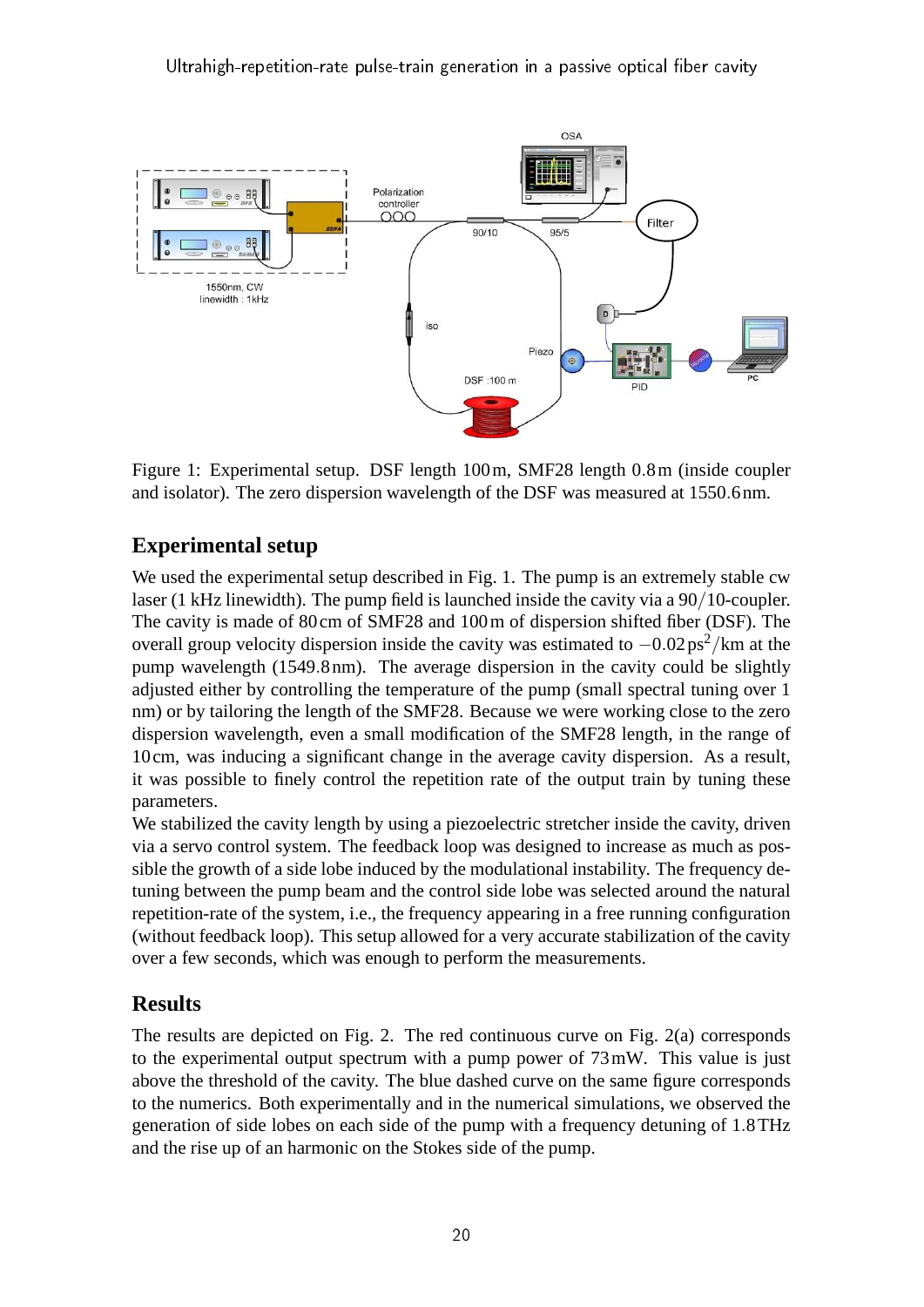Figure 1: Experimental setup. DSF length 100 m, SMF28 length 0.8 m (inside coupler and isolator). The zero dispersion wavelength of the DSF was measured at 1550.6 nm.

## Experimental setup

We used the experimental setup described in Fig. 1. The pump is an extremely stable cw laser (1 kHz linewidth). The pump field is launched inside the cavity via a 90/10-coupler. The cavity is made of 80 cm of SMF28 and 100 m of dispersion shifted fiber (DSF). The overall group velocity dispersion inside the cavity was estimated to $-0.02\,\text{ps}^2/\text{km}$ at the pump wavelength (1549.8 nm). The average dispersion in the cavity could be slightly adjusted either by controlling the temperature of the pump (small spectral tuning over 1 nm) or by tailoring the length of the SMF28. Because we were working close to the zero dispersion wavelength, even a small modification of the SMF28 length, in the range of 10 cm, was inducing a significant change in the average cavity dispersion. As a result, it was possible to finely control the repetition rate of the output train by tuning these parameters.

We stabilized the cavity length by using a piezoelectric stretcher inside the cavity, driven via a servo control system. The feedback loop was designed to increase as much as possible the growth of a side lobe induced by the modulational instability. The frequency detuning between the pump beam and the control side lobe was selected around the natural repetition-rate of the system, i.e., the frequency appearing in a free running configuration (without feedback loop). This setup allowed for a very accurate stabilization of the cavity over a few seconds, which was enough to perform the measurements.

## Results

The results are depicted on Fig. 2. The red continuous curve on Fig. 2(a) corresponds to the experimental output spectrum with a pump power of 73 mW. This value is just above the threshold of the cavity. The blue dashed curve on the same figure corresponds to the numerics. Both experimentally and in the numerical simulations, we observed the generation of side lobes on each side of the pump with a frequency detuning of 1.8 THz and the rise up of an harmonic on the Stokes side of the pump.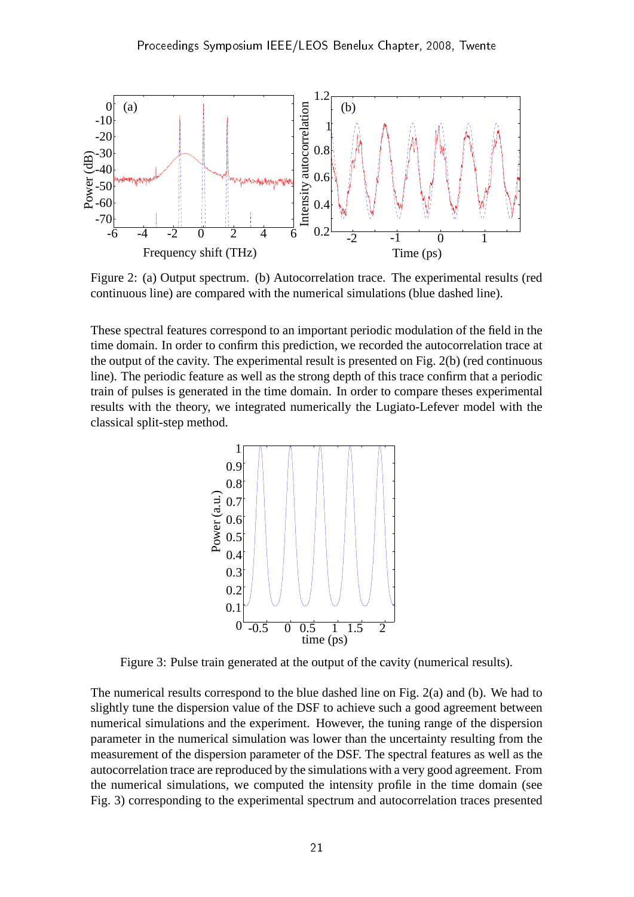Figure 2: (a) Output spectrum. (b) Autocorrelation trace. The experimental results (red continuous line) are compared with the numerical simulations (blue dashed line).

These spectral features correspond to an important periodic modulation of the field in the time domain. In order to confirm this prediction, we recorded the autocorrelation trace at the output of the cavity. The experimental result is presented on Fig. 2(b) (red continuous line). The periodic feature as well as the strong depth of this trace confirm that a periodic train of pulses is generated in the time domain. In order to compare theses experimental results with the theory, we integrated numerically the Lugiato-Lefever model with the classical split-step method.

Figure 3: Pulse train generated at the output of the cavity (numerical results).

The numerical results correspond to the blue dashed line on Fig. 2(a) and (b). We had to slightly tune the dispersion value of the DSF to achieve such a good agreement between numerical simulations and the experiment. However, the tuning range of the dispersion parameter in the numerical simulation was lower than the uncertainty resulting from the measurement of the dispersion parameter of the DSF. The spectral features as well as the autocorrelation trace are reproduced by the simulations with a very good agreement. From the numerical simulations, we computed the intensity profile in the time domain (see Fig. 3) corresponding to the experimental spectrum and autocorrelation traces presented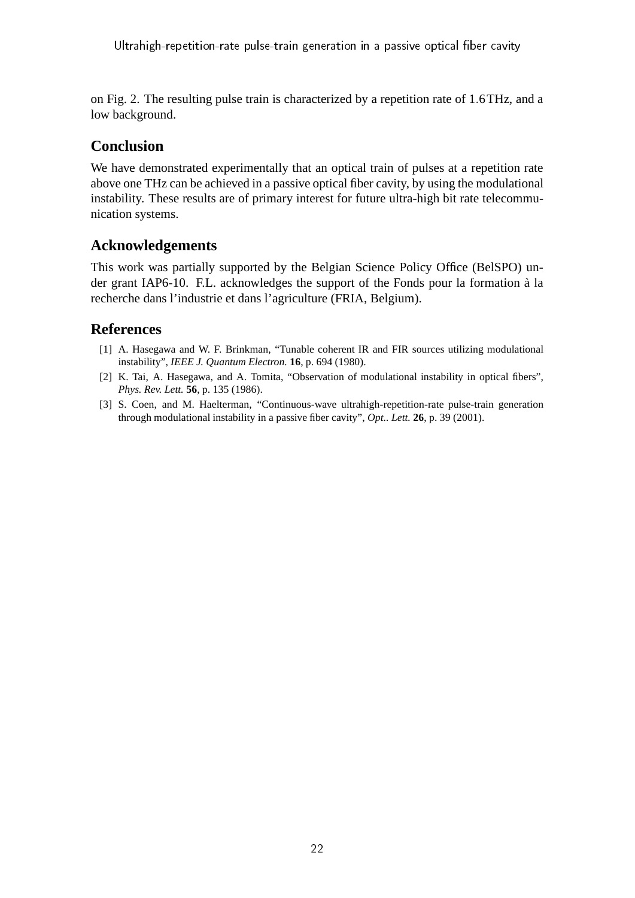on Fig. 2. The resulting pulse train is characterized by a repetition rate of 1.6 THz, and a low background.

## Conclusion

We have demonstrated experimentally that an optical train of pulses at a repetition rate above one THz can be achieved in a passive optical fiber cavity, by using the modulational instability. These results are of primary interest for future ultra-high bit rate telecommunication systems.

## Acknowledgements

This work was partially supported by the Belgian Science Policy Office (BelSPO) under grant IAP6-10. F.L. acknowledges the support of the Fonds pour la formation à la recherche dans l'industrie et dans l'agriculture (FRIA, Belgium).

## References

[1] A. Hasegawa and W. F. Brinkman, "Tunable coherent IR and FIR sources utilizing modulational instability", *IEEE J. Quantum Electron.* **16**, p. 694 (1980).

[2] K. Tai, A. Hasegawa, and A. Tomita, "Observation of modulational instability in optical fibers", *Phys. Rev. Lett.* **56**, p. 135 (1986).

[3] S. Coen, and M. Haelterman, "Continuous-wave ultrahigh-repetition-rate pulse-train generation through modulational instability in a passive fiber cavity", *Opt.. Lett.* **26**, p. 39 (2001).